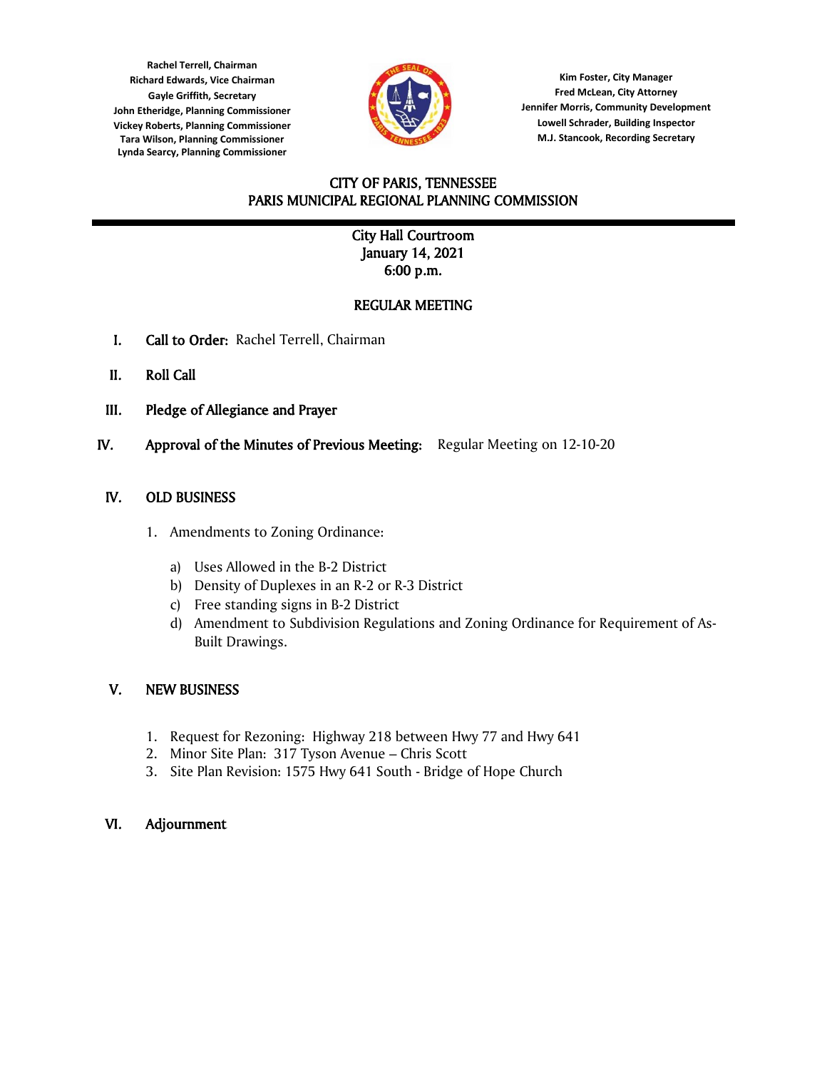**Rachel Terrell, Chairman**
**Richard Edwards, Vice Chairman**
**Gayle Griffith, Secretary**
**John Etheridge, Planning Commissioner**
**Vickey Roberts, Planning Commissioner**
**Tara Wilson, Planning Commissioner**
**Lynda Searcy, Planning Commissioner**

**Kim Foster, City Manager**
**Fred McLean, City Attorney**
**Jennifer Morris, Community Development**
**Lowell Schrader, Building Inspector**
**M.J. Stancook, Recording Secretary**

# CITY OF PARIS, TENNESSEE
# PARIS MUNICIPAL REGIONAL PLANNING COMMISSION

City Hall Courtroom
January 14, 2021
6:00 p.m.

## REGULAR MEETING

I. **Call to Order:** Rachel Terrell, Chairman

II. **Roll Call**

III. **Pledge of Allegiance and Prayer**

IV. **Approval of the Minutes of Previous Meeting:** Regular Meeting on 12-10-20

IV. **OLD BUSINESS**

1. Amendments to Zoning Ordinance:
   a) Uses Allowed in the B-2 District
   b) Density of Duplexes in an R-2 or R-3 District
   c) Free standing signs in B-2 District
   d) Amendment to Subdivision Regulations and Zoning Ordinance for Requirement of As-Built Drawings.

V. **NEW BUSINESS**

1. Request for Rezoning: Highway 218 between Hwy 77 and Hwy 641
2. Minor Site Plan: 317 Tyson Avenue – Chris Scott
3. Site Plan Revision: 1575 Hwy 641 South - Bridge of Hope Church

VI. **Adjournment**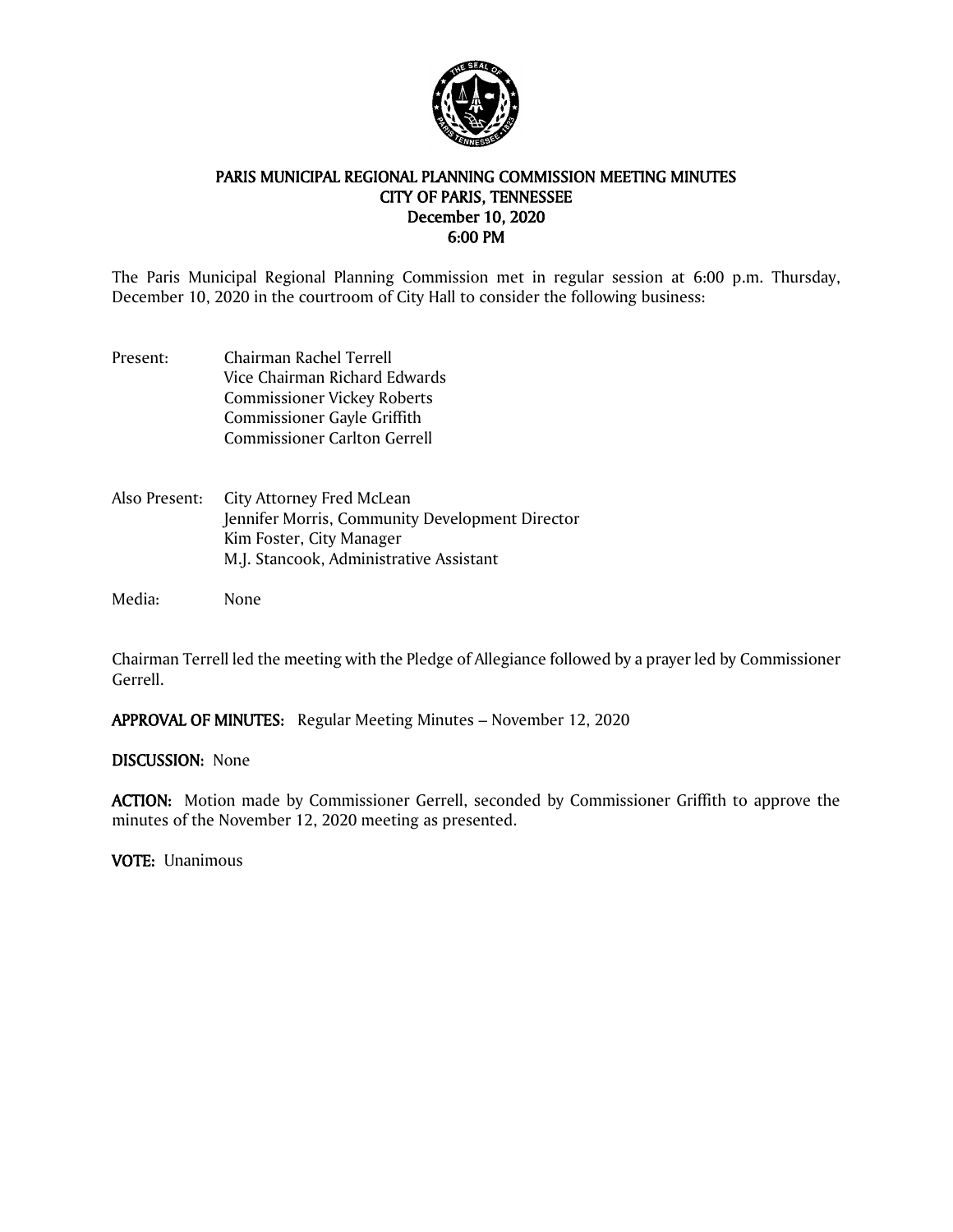# PARIS MUNICIPAL REGIONAL PLANNING COMMISSION MEETING MINUTES
## CITY OF PARIS, TENNESSEE
### December 10, 2020
### 6:00 PM

The Paris Municipal Regional Planning Commission met in regular session at 6:00 p.m. Thursday, December 10, 2020 in the courtroom of City Hall to consider the following business:

Present: Chairman Rachel Terrell
Vice Chairman Richard Edwards
Commissioner Vickey Roberts
Commissioner Gayle Griffith
Commissioner Carlton Gerrell

Also Present: City Attorney Fred McLean
Jennifer Morris, Community Development Director
Kim Foster, City Manager
M.J. Stancook, Administrative Assistant

Media: None

Chairman Terrell led the meeting with the Pledge of Allegiance followed by a prayer led by Commissioner Gerrell.

**APPROVAL OF MINUTES:** Regular Meeting Minutes – November 12, 2020

**DISCUSSION:** None

**ACTION:** Motion made by Commissioner Gerrell, seconded by Commissioner Griffith to approve the minutes of the November 12, 2020 meeting as presented.

**VOTE:** Unanimous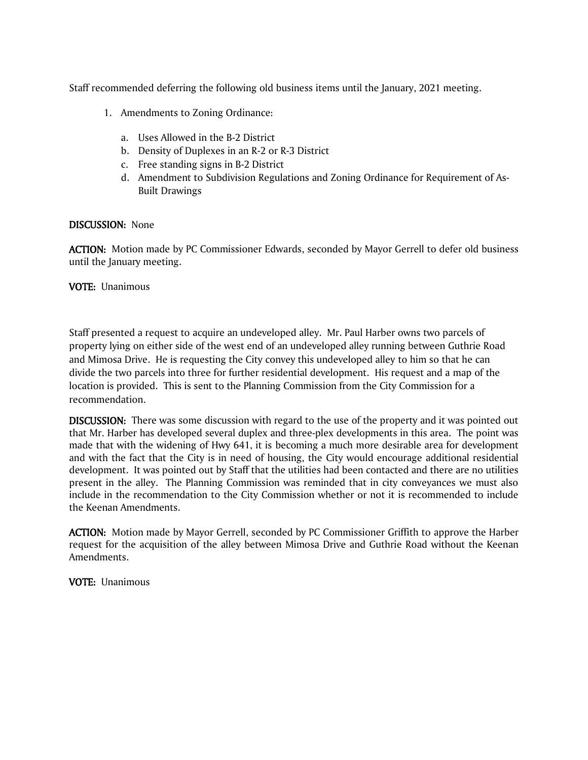Staff recommended deferring the following old business items until the January, 2021 meeting.

1. Amendments to Zoning Ordinance:

   a. Uses Allowed in the B-2 District
   b. Density of Duplexes in an R-2 or R-3 District
   c. Free standing signs in B-2 District
   d. Amendment to Subdivision Regulations and Zoning Ordinance for Requirement of As-Built Drawings

**DISCUSSION:** None

**ACTION:** Motion made by PC Commissioner Edwards, seconded by Mayor Gerrell to defer old business until the January meeting.

**VOTE:** Unanimous

Staff presented a request to acquire an undeveloped alley. Mr. Paul Harber owns two parcels of property lying on either side of the west end of an undeveloped alley running between Guthrie Road and Mimosa Drive. He is requesting the City convey this undeveloped alley to him so that he can divide the two parcels into three for further residential development. His request and a map of the location is provided. This is sent to the Planning Commission from the City Commission for a recommendation.

**DISCUSSION:** There was some discussion with regard to the use of the property and it was pointed out that Mr. Harber has developed several duplex and three-plex developments in this area. The point was made that with the widening of Hwy 641, it is becoming a much more desirable area for development and with the fact that the City is in need of housing, the City would encourage additional residential development. It was pointed out by Staff that the utilities had been contacted and there are no utilities present in the alley. The Planning Commission was reminded that in city conveyances we must also include in the recommendation to the City Commission whether or not it is recommended to include the Keenan Amendments.

**ACTION:** Motion made by Mayor Gerrell, seconded by PC Commissioner Griffith to approve the Harber request for the acquisition of the alley between Mimosa Drive and Guthrie Road without the Keenan Amendments.

**VOTE:** Unanimous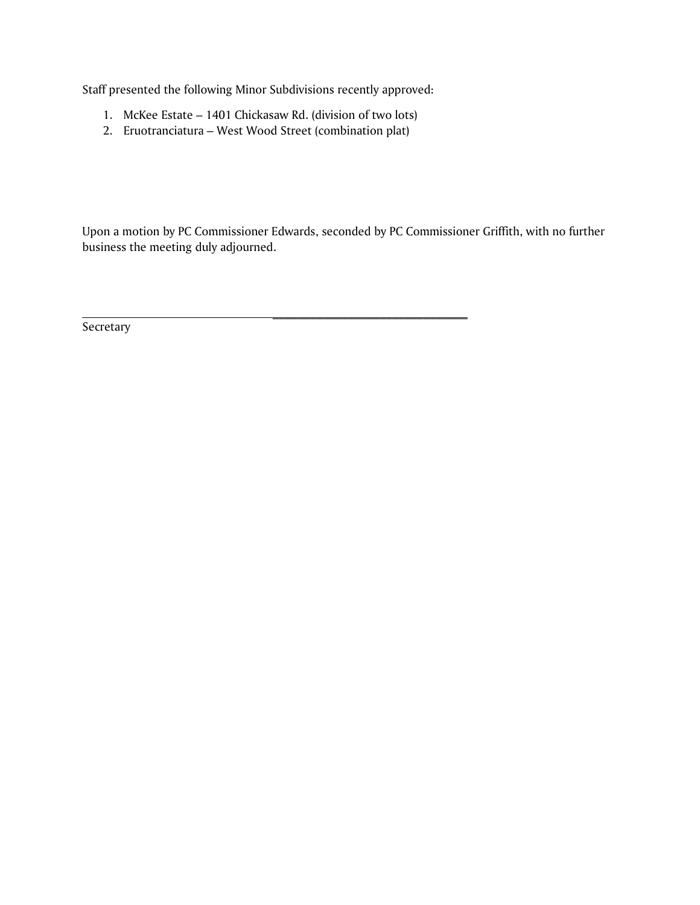Staff presented the following Minor Subdivisions recently approved:

1. McKee Estate – 1401 Chickasaw Rd. (division of two lots)
2. Eruotranciatura – West Wood Street (combination plat)

Upon a motion by PC Commissioner Edwards, seconded by PC Commissioner Griffith, with no further business the meeting duly adjourned.

\_\_\_\_\_\_\_\_\_\_\_\_\_\_\_\_\_\_\_\_\_\_\_\_\_\_\_\_\_\_\_\_\_\_\_\_\_\_\_\_\_\_\_\_\_\_\_\_\_\_\_\_\_\_\_\_\_\_\_\_\_\_\_\_\_\_

Secretary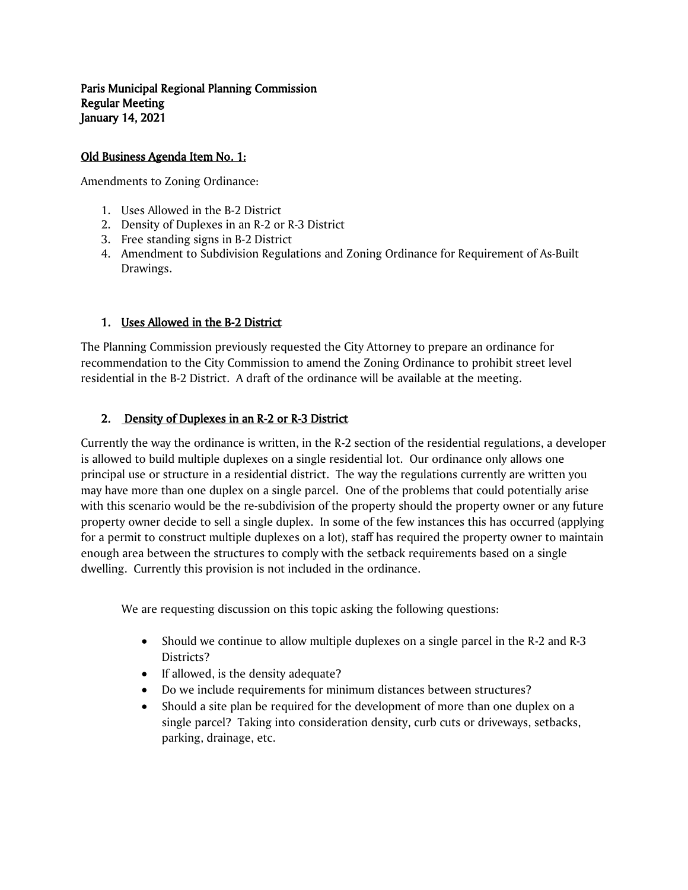**Paris Municipal Regional Planning Commission**
**Regular Meeting**
**January 14, 2021**

**Old Business Agenda Item No. 1:**

Amendments to Zoning Ordinance:

1. Uses Allowed in the B-2 District
2. Density of Duplexes in an R-2 or R-3 District
3. Free standing signs in B-2 District
4. Amendment to Subdivision Regulations and Zoning Ordinance for Requirement of As-Built Drawings.

## 1. Uses Allowed in the B-2 District

The Planning Commission previously requested the City Attorney to prepare an ordinance for recommendation to the City Commission to amend the Zoning Ordinance to prohibit street level residential in the B-2 District. A draft of the ordinance will be available at the meeting.

## 2. Density of Duplexes in an R-2 or R-3 District

Currently the way the ordinance is written, in the R-2 section of the residential regulations, a developer is allowed to build multiple duplexes on a single residential lot. Our ordinance only allows one principal use or structure in a residential district. The way the regulations currently are written you may have more than one duplex on a single parcel. One of the problems that could potentially arise with this scenario would be the re-subdivision of the property should the property owner or any future property owner decide to sell a single duplex. In some of the few instances this has occurred (applying for a permit to construct multiple duplexes on a lot), staff has required the property owner to maintain enough area between the structures to comply with the setback requirements based on a single dwelling. Currently this provision is not included in the ordinance.

We are requesting discussion on this topic asking the following questions:

- Should we continue to allow multiple duplexes on a single parcel in the R-2 and R-3 Districts?
- If allowed, is the density adequate?
- Do we include requirements for minimum distances between structures?
- Should a site plan be required for the development of more than one duplex on a single parcel? Taking into consideration density, curb cuts or driveways, setbacks, parking, drainage, etc.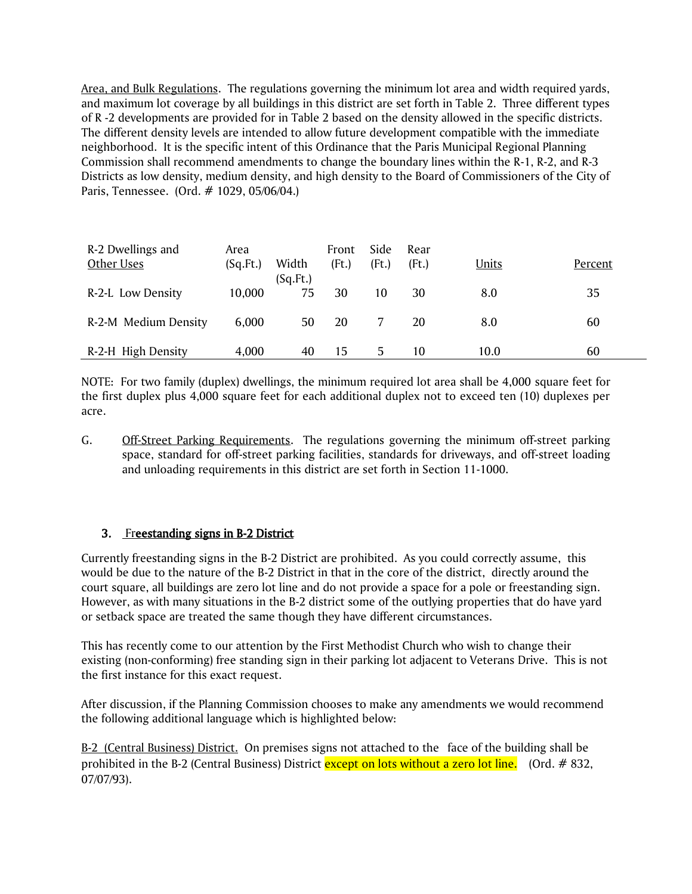Area, and Bulk Regulations. The regulations governing the minimum lot area and width required yards, and maximum lot coverage by all buildings in this district are set forth in Table 2. Three different types of R -2 developments are provided for in Table 2 based on the density allowed in the specific districts. The different density levels are intended to allow future development compatible with the immediate neighborhood. It is the specific intent of this Ordinance that the Paris Municipal Regional Planning Commission shall recommend amendments to change the boundary lines within the R-1, R-2, and R-3 Districts as low density, medium density, and high density to the Board of Commissioners of the City of Paris, Tennessee. (Ord. # 1029, 05/06/04.)

| R-2 Dwellings and Other Uses | Area (Sq.Ft.) | Width (Sq.Ft.) | Front (Ft.) | Side (Ft.) | Rear (Ft.) | Units | Percent |
|---|---|---|---|---|---|---|---|
| R-2-L Low Density | 10,000 | 75 | 30 | 10 | 30 | 8.0 | 35 |
| R-2-M Medium Density | 6,000 | 50 | 20 | 7 | 20 | 8.0 | 60 |
| R-2-H High Density | 4,000 | 40 | 15 | 5 | 10 | 10.0 | 60 |

NOTE: For two family (duplex) dwellings, the minimum required lot area shall be 4,000 square feet for the first duplex plus 4,000 square feet for each additional duplex not to exceed ten (10) duplexes per acre.

G. Off-Street Parking Requirements. The regulations governing the minimum off-street parking space, standard for off-street parking facilities, standards for driveways, and off-street loading and unloading requirements in this district are set forth in Section 11-1000.

### 3. Freestanding signs in B-2 District

Currently freestanding signs in the B-2 District are prohibited. As you could correctly assume, this would be due to the nature of the B-2 District in that in the core of the district, directly around the court square, all buildings are zero lot line and do not provide a space for a pole or freestanding sign. However, as with many situations in the B-2 district some of the outlying properties that do have yard or setback space are treated the same though they have different circumstances.

This has recently come to our attention by the First Methodist Church who wish to change their existing (non-conforming) free standing sign in their parking lot adjacent to Veterans Drive. This is not the first instance for this exact request.

After discussion, if the Planning Commission chooses to make any amendments we would recommend the following additional language which is highlighted below:

B-2 (Central Business) District. On premises signs not attached to the face of the building shall be prohibited in the B-2 (Central Business) District except on lots without a zero lot line. (Ord. # 832, 07/07/93).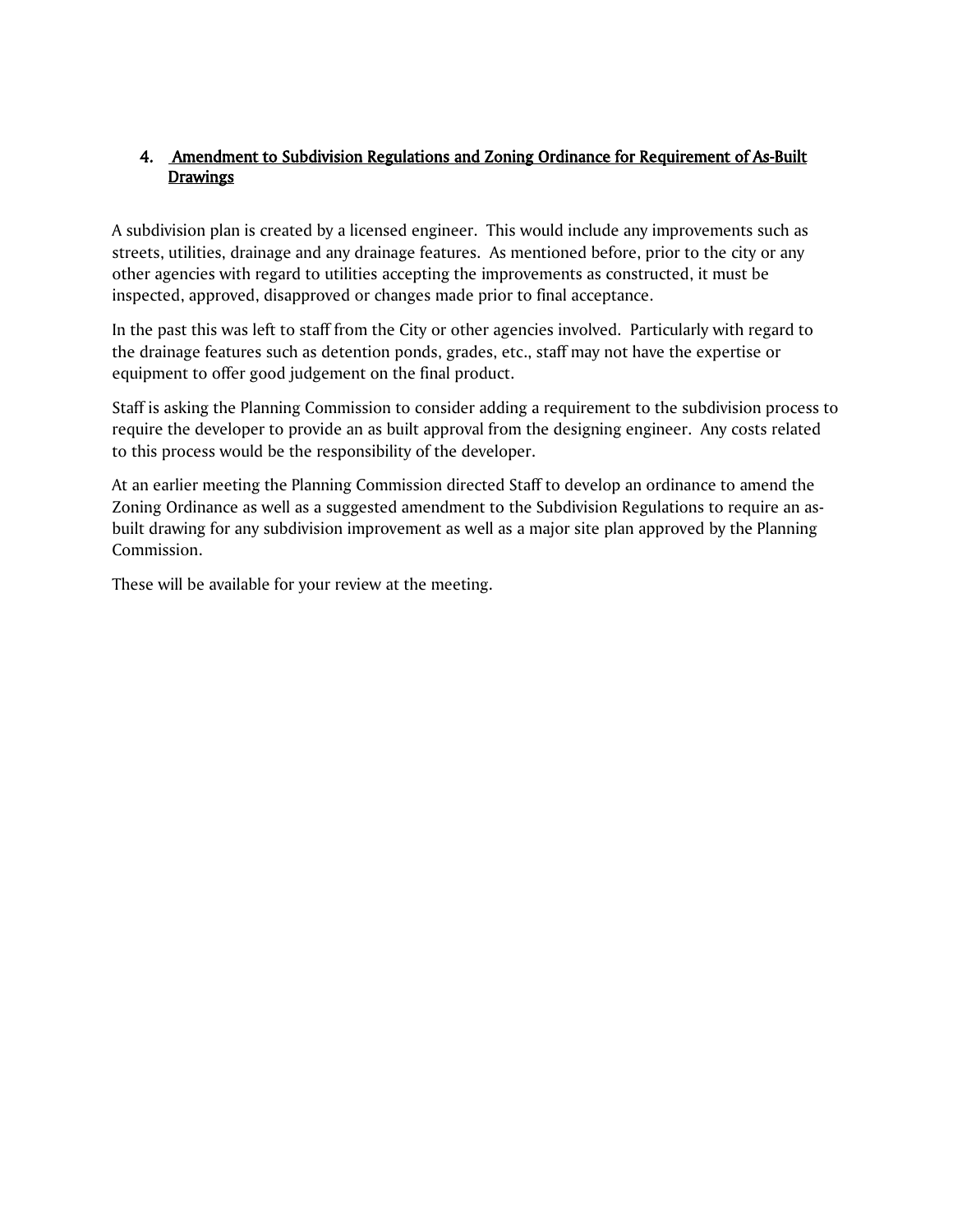## 4. Amendment to Subdivision Regulations and Zoning Ordinance for Requirement of As-Built Drawings

A subdivision plan is created by a licensed engineer. This would include any improvements such as streets, utilities, drainage and any drainage features. As mentioned before, prior to the city or any other agencies with regard to utilities accepting the improvements as constructed, it must be inspected, approved, disapproved or changes made prior to final acceptance.

In the past this was left to staff from the City or other agencies involved. Particularly with regard to the drainage features such as detention ponds, grades, etc., staff may not have the expertise or equipment to offer good judgement on the final product.

Staff is asking the Planning Commission to consider adding a requirement to the subdivision process to require the developer to provide an as built approval from the designing engineer. Any costs related to this process would be the responsibility of the developer.

At an earlier meeting the Planning Commission directed Staff to develop an ordinance to amend the Zoning Ordinance as well as a suggested amendment to the Subdivision Regulations to require an as-built drawing for any subdivision improvement as well as a major site plan approved by the Planning Commission.

These will be available for your review at the meeting.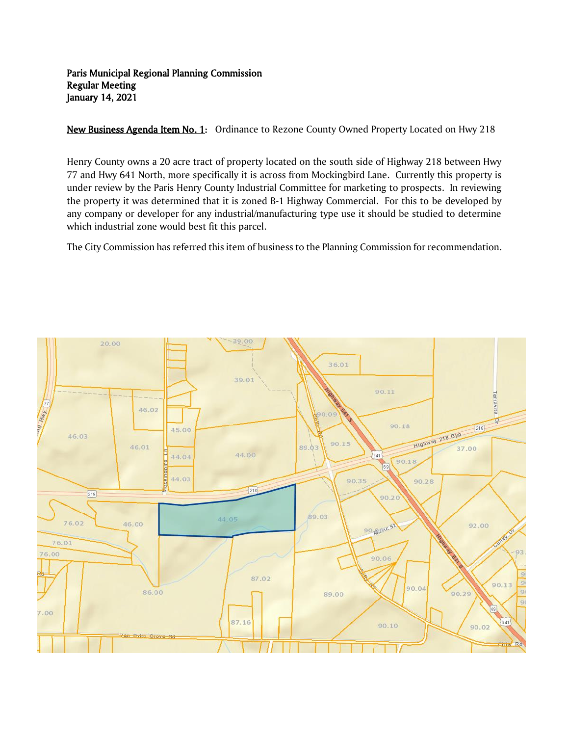**Paris Municipal Regional Planning Commission**
**Regular Meeting**
**January 14, 2021**

**New Business Agenda Item No. 1:** Ordinance to Rezone County Owned Property Located on Hwy 218

Henry County owns a 20 acre tract of property located on the south side of Highway 218 between Hwy 77 and Hwy 641 North, more specifically it is across from Mockingbird Lane. Currently this property is under review by the Paris Henry County Industrial Committee for marketing to prospects. In reviewing the property it was determined that it is zoned B-1 Highway Commercial. For this to be developed by any company or developer for any industrial/manufacturing type use it should be studied to determine which industrial zone would best fit this parcel.

The City Commission has referred this item of business to the Planning Commission for recommendation.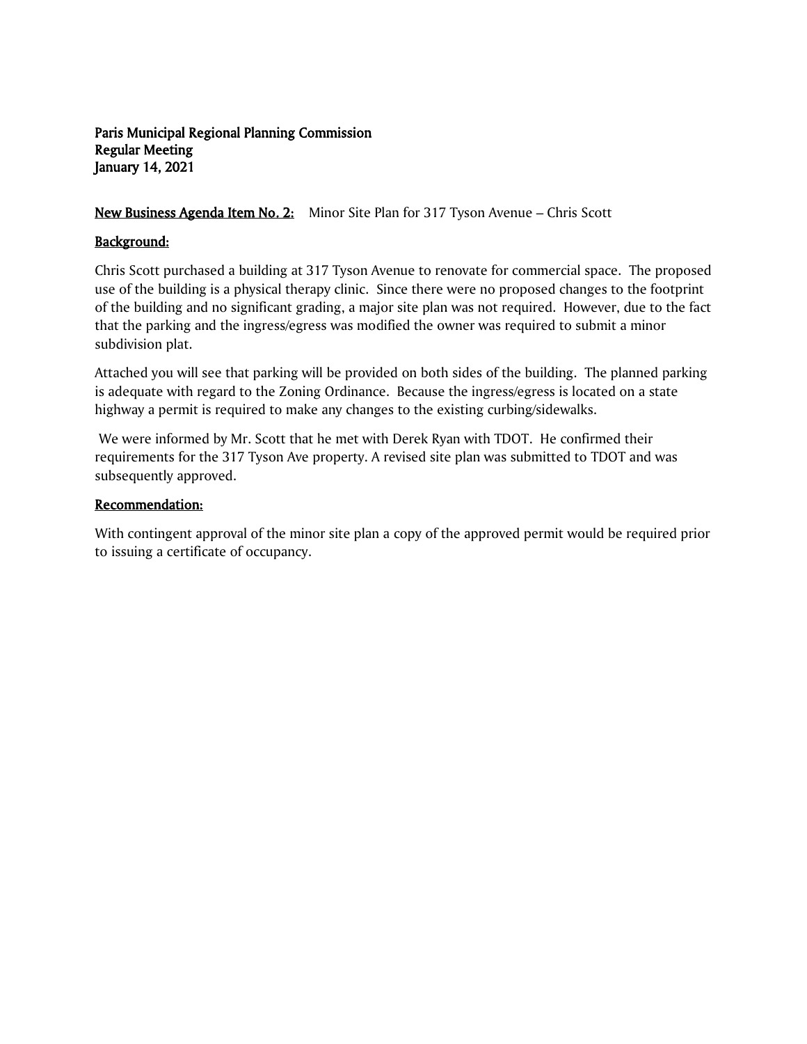**Paris Municipal Regional Planning Commission**
**Regular Meeting**
**January 14, 2021**

<u>**New Business Agenda Item No. 2:**</u> Minor Site Plan for 317 Tyson Avenue – Chris Scott

<u>**Background:**</u>

Chris Scott purchased a building at 317 Tyson Avenue to renovate for commercial space. The proposed use of the building is a physical therapy clinic. Since there were no proposed changes to the footprint of the building and no significant grading, a major site plan was not required. However, due to the fact that the parking and the ingress/egress was modified the owner was required to submit a minor subdivision plat.

Attached you will see that parking will be provided on both sides of the building. The planned parking is adequate with regard to the Zoning Ordinance. Because the ingress/egress is located on a state highway a permit is required to make any changes to the existing curbing/sidewalks.

We were informed by Mr. Scott that he met with Derek Ryan with TDOT. He confirmed their requirements for the 317 Tyson Ave property. A revised site plan was submitted to TDOT and was subsequently approved.

<u>**Recommendation:**</u>

With contingent approval of the minor site plan a copy of the approved permit would be required prior to issuing a certificate of occupancy.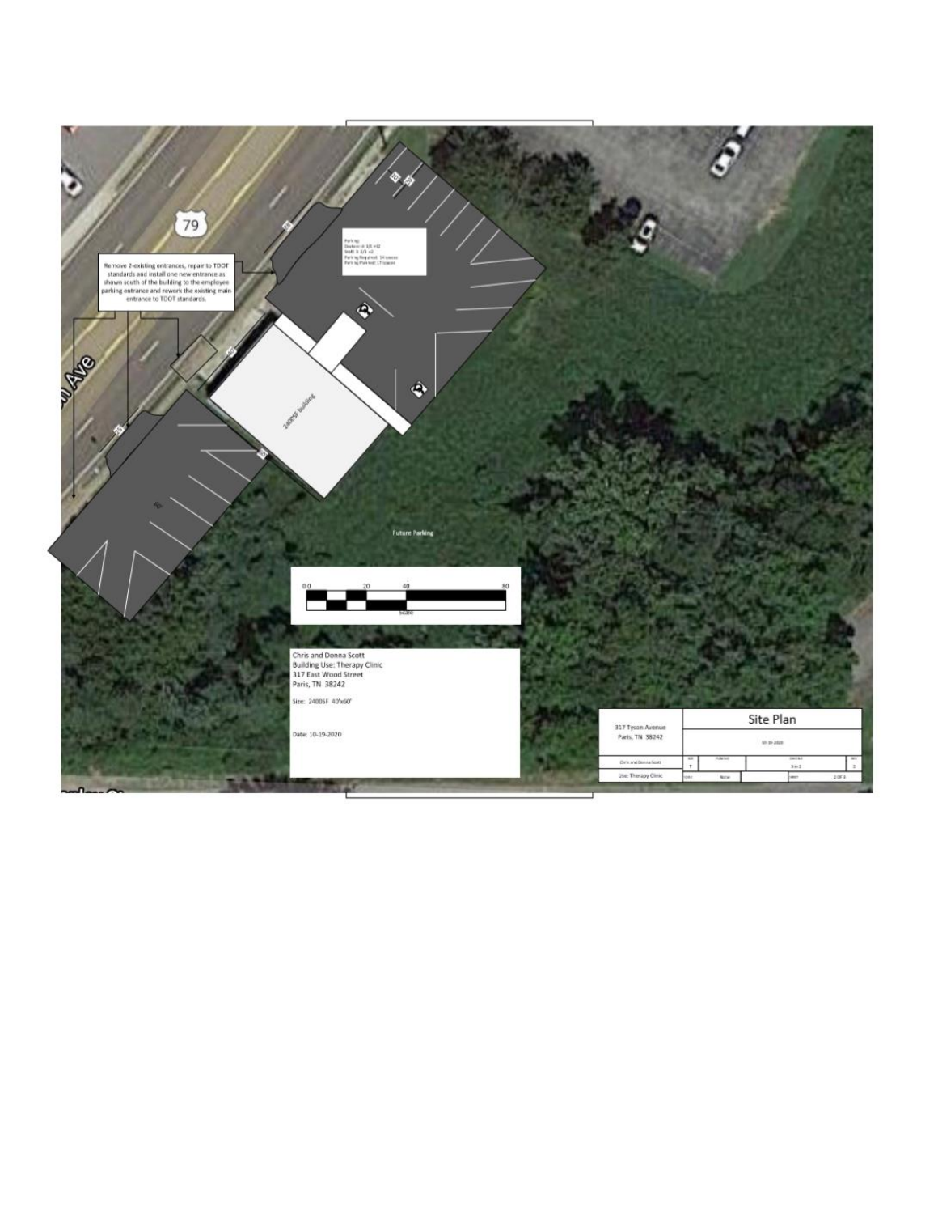Remove 2-existing entrances, repair to TDOT standards and install one new entrance as shown south of the building to the employee parking entrance and rework the existing main entrance to TDOT standards.

Parking:
Doctors: 4 3/1 =12
Staff: 6 2/3 =2
Parking Required: 14 spaces
Parking Planned: 17 spaces

2400SF Building

Future Parking

Scale: 0 20 40 80

Chris and Donna Scott
Building Use: Therapy Clinic
317 East Wood Street
Paris, TN 38242

Size: 2400SF 40'x60'

Date: 10-19-2020

| 317 Tyson Avenue Paris, TN 38242 | Site Plan |
|---|---|
| Chris and Donna Scott | |
| Use: Therapy Clinic | Scale: None |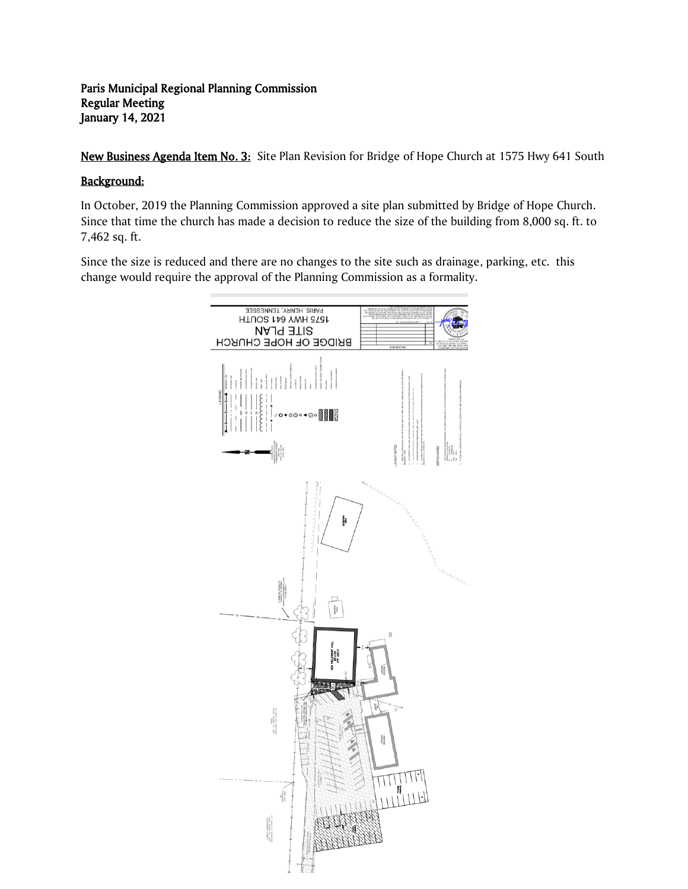**Paris Municipal Regional Planning Commission**
**Regular Meeting**
**January 14, 2021**

**New Business Agenda Item No. 3:** Site Plan Revision for Bridge of Hope Church at 1575 Hwy 641 South

**Background:**

In October, 2019 the Planning Commission approved a site plan submitted by Bridge of Hope Church. Since that time the church has made a decision to reduce the size of the building from 8,000 sq. ft. to 7,462 sq. ft.

Since the size is reduced and there are no changes to the site such as drainage, parking, etc. this change would require the approval of the Planning Commission as a formality.

BRIDGE OF HOPE CHURCH
SITE PLAN
1575 HWY 641 SOUTH
PARIS, HENRY, TENNESSEE